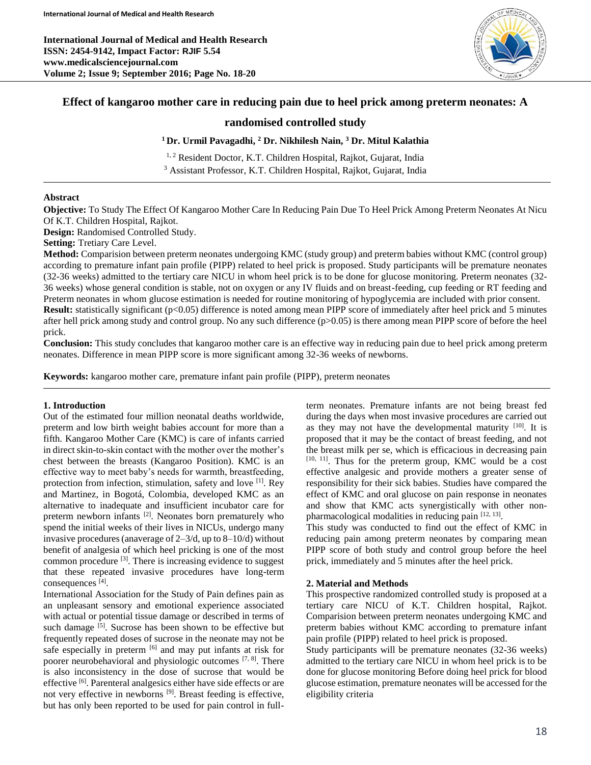# Effect of kangaroo mother care in reducing pain due to heel prick among preterm neonates: A randomised controlled study

**[1] Dr. Urmil Pavagadhi, [2] Dr. Nikhilesh Nain, [3] Dr. Mitul Kalathia**

[1, 2] Resident Doctor, K.T. Children Hospital, Rajkot, Gujarat, India

[3] Assistant Professor, K.T. Children Hospital, Rajkot, Gujarat, India

## Abstract

**Objective:** To Study The Effect Of Kangaroo Mother Care In Reducing Pain Due To Heel Prick Among Preterm Neonates At Nicu Of K.T. Children Hospital, Rajkot.

**Design:** Randomised Controlled Study.

**Setting:** Tretiary Care Level.

**Method:** Comparision between preterm neonates undergoing KMC (study group) and preterm babies without KMC (control group) according to premature infant pain profile (PIPP) related to heel prick is proposed. Study participants will be premature neonates (32-36 weeks) admitted to the tertiary care NICU in whom heel prick is to be done for glucose monitoring. Preterm neonates (32-36 weeks) whose general condition is stable, not on oxygen or any IV fluids and on breast-feeding, cup feeding or RT feeding and Preterm neonates in whom glucose estimation is needed for routine monitoring of hypoglycemia are included with prior consent.

**Result:** statistically significant ($p<0.05$) difference is noted among mean PIPP score of immediately after heel prick and 5 minutes after hell prick among study and control group. No any such difference ($p>0.05$) is there among mean PIPP score of before the heel prick.

**Conclusion:** This study concludes that kangaroo mother care is an effective way in reducing pain due to heel prick among preterm neonates. Difference in mean PIPP score is more significant among 32-36 weeks of newborns.

**Keywords:** kangaroo mother care, premature infant pain profile (PIPP), preterm neonates

## 1. Introduction

Out of the estimated four million neonatal deaths worldwide, preterm and low birth weight babies account for more than a fifth. Kangaroo Mother Care (KMC) is care of infants carried in direct skin-to-skin contact with the mother over the mother's chest between the breasts (Kangaroo Position). KMC is an effective way to meet baby's needs for warmth, breastfeeding, protection from infection, stimulation, safety and love [1]. Rey and Martinez, in Bogotá, Colombia, developed KMC as an alternative to inadequate and insufficient incubator care for preterm newborn infants [2]. Neonates born prematurely who spend the initial weeks of their lives in NICUs, undergo many invasive procedures (anaverage of 2–3/d, up to 8–10/d) without benefit of analgesia of which heel pricking is one of the most common procedure [3]. There is increasing evidence to suggest that these repeated invasive procedures have long-term consequences [4].

International Association for the Study of Pain defines pain as an unpleasant sensory and emotional experience associated with actual or potential tissue damage or described in terms of such damage [5]. Sucrose has been shown to be effective but frequently repeated doses of sucrose in the neonate may not be safe especially in preterm [6] and may put infants at risk for poorer neurobehavioral and physiologic outcomes [7, 8]. There is also inconsistency in the dose of sucrose that would be effective [6]. Parenteral analgesics either have side effects or are not very effective in newborns [9]. Breast feeding is effective, but has only been reported to be used for pain control in full-term neonates. Premature infants are not being breast fed during the days when most invasive procedures are carried out as they may not have the developmental maturity [10]. It is proposed that it may be the contact of breast feeding, and not the breast milk per se, which is efficacious in decreasing pain [10, 11]. Thus for the preterm group, KMC would be a cost effective analgesic and provide mothers a greater sense of responsibility for their sick babies. Studies have compared the effect of KMC and oral glucose on pain response in neonates and show that KMC acts synergistically with other non-pharmacological modalities in reducing pain [12, 13].

This study was conducted to find out the effect of KMC in reducing pain among preterm neonates by comparing mean PIPP score of both study and control group before the heel prick, immediately and 5 minutes after the heel prick.

## 2. Material and Methods

This prospective randomized controlled study is proposed at a tertiary care NICU of K.T. Children hospital, Rajkot. Comparision between preterm neonates undergoing KMC and preterm babies without KMC according to premature infant pain profile (PIPP) related to heel prick is proposed.

Study participants will be premature neonates (32-36 weeks) admitted to the tertiary care NICU in whom heel prick is to be done for glucose monitoring Before doing heel prick for blood glucose estimation, premature neonates will be accessed for the eligibility criteria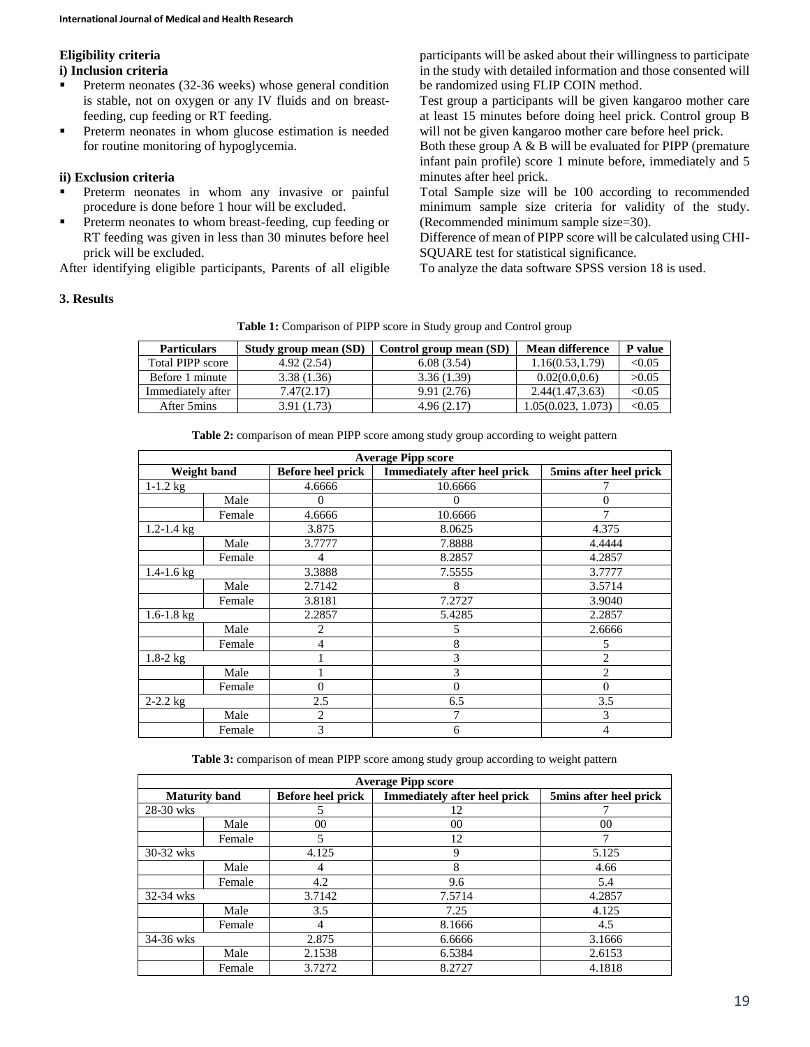**Eligibility criteria**

**i) Inclusion criteria**

- Preterm neonates (32-36 weeks) whose general condition is stable, not on oxygen or any IV fluids and on breast-feeding, cup feeding or RT feeding.
- Preterm neonates in whom glucose estimation is needed for routine monitoring of hypoglycemia.

**ii) Exclusion criteria**

- Preterm neonates in whom any invasive or painful procedure is done before 1 hour will be excluded.
- Preterm neonates to whom breast-feeding, cup feeding or RT feeding was given in less than 30 minutes before heel prick will be excluded.

After identifying eligible participants, Parents of all eligible participants will be asked about their willingness to participate in the study with detailed information and those consented will be randomized using FLIP COIN method.

Test group a participants will be given kangaroo mother care at least 15 minutes before doing heel prick. Control group B will not be given kangaroo mother care before heel prick.

Both these group A & B will be evaluated for PIPP (premature infant pain profile) score 1 minute before, immediately and 5 minutes after heel prick.

Total Sample size will be 100 according to recommended minimum sample size criteria for validity of the study. (Recommended minimum sample size=30).

Difference of mean of PIPP score will be calculated using CHI-SQUARE test for statistical significance.

To analyze the data software SPSS version 18 is used.

## 3. Results

**Table 1:** Comparison of PIPP score in Study group and Control group

| Particulars | Study group mean (SD) | Control group mean (SD) | Mean difference | P value |
|---|---|---|---|---|
| Total PIPP score | 4.92 (2.54) | 6.08 (3.54) | 1.16(0.53,1.79) | <0.05 |
| Before 1 minute | 3.38 (1.36) | 3.36 (1.39) | 0.02(0.0,0.6) | >0.05 |
| Immediately after | 7.47(2.17) | 9.91 (2.76) | 2.44(1.47,3.63) | <0.05 |
| After 5mins | 3.91 (1.73) | 4.96 (2.17) | 1.05(0.023, 1.073) | <0.05 |

**Table 2:** comparison of mean PIPP score among study group according to weight pattern

| Average Pipp score | | | | |
|---|---|---|---|---|
| Weight band | | Before heel prick | Immediately after heel prick | 5mins after heel prick |
| 1-1.2 kg | | 4.6666 | 10.6666 | 7 |
| | Male | 0 | 0 | 0 |
| | Female | 4.6666 | 10.6666 | 7 |
| 1.2-1.4 kg | | 3.875 | 8.0625 | 4.375 |
| | Male | 3.7777 | 7.8888 | 4.4444 |
| | Female | 4 | 8.2857 | 4.2857 |
| 1.4-1.6 kg | | 3.3888 | 7.5555 | 3.7777 |
| | Male | 2.7142 | 8 | 3.5714 |
| | Female | 3.8181 | 7.2727 | 3.9040 |
| 1.6-1.8 kg | | 2.2857 | 5.4285 | 2.2857 |
| | Male | 2 | 5 | 2.6666 |
| | Female | 4 | 8 | 5 |
| 1.8-2 kg | | 1 | 3 | 2 |
| | Male | 1 | 3 | 2 |
| | Female | 0 | 0 | 0 |
| 2-2.2 kg | | 2.5 | 6.5 | 3.5 |
| | Male | 2 | 7 | 3 |
| | Female | 3 | 6 | 4 |

**Table 3:** comparison of mean PIPP score among study group according to weight pattern

| Average Pipp score | | | | |
|---|---|---|---|---|
| Maturity band | | Before heel prick | Immediately after heel prick | 5mins after heel prick |
| 28-30 wks | | 5 | 12 | 7 |
| | Male | 00 | 00 | 00 |
| | Female | 5 | 12 | 7 |
| 30-32 wks | | 4.125 | 9 | 5.125 |
| | Male | 4 | 8 | 4.66 |
| | Female | 4.2 | 9.6 | 5.4 |
| 32-34 wks | | 3.7142 | 7.5714 | 4.2857 |
| | Male | 3.5 | 7.25 | 4.125 |
| | Female | 4 | 8.1666 | 4.5 |
| 34-36 wks | | 2.875 | 6.6666 | 3.1666 |
| | Male | 2.1538 | 6.5384 | 2.6153 |
| | Female | 3.7272 | 8.2727 | 4.1818 |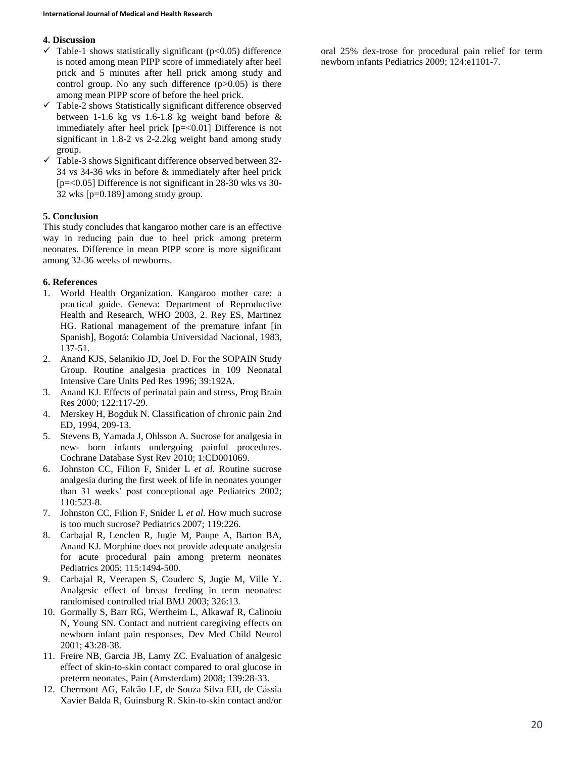## 4. Discussion

- ✓ Table-1 shows statistically significant ($p<0.05$) difference is noted among mean PIPP score of immediately after heel prick and 5 minutes after hell prick among study and control group. No any such difference ($p>0.05$) is there among mean PIPP score of before the heel prick.
- ✓ Table-2 shows Statistically significant difference observed between 1-1.6 kg vs 1.6-1.8 kg weight band before & immediately after heel prick [p=<0.01] Difference is not significant in 1.8-2 vs 2-2.2kg weight band among study group.
- ✓ Table-3 shows Significant difference observed between 32-34 vs 34-36 wks in before & immediately after heel prick [p=<0.05] Difference is not significant in 28-30 wks vs 30-32 wks [p=0.189] among study group.

## 5. Conclusion

This study concludes that kangaroo mother care is an effective way in reducing pain due to heel prick among preterm neonates. Difference in mean PIPP score is more significant among 32-36 weeks of newborns.

## 6. References

1. World Health Organization. Kangaroo mother care: a practical guide. Geneva: Department of Reproductive Health and Research, WHO 2003, 2. Rey ES, Martinez HG. Rational management of the premature infant [in Spanish], Bogotá: Colambia Universidad Nacional, 1983, 137-51.
2. Anand KJS, Selanikio JD, Joel D. For the SOPAIN Study Group. Routine analgesia practices in 109 Neonatal Intensive Care Units Ped Res 1996; 39:192A.
3. Anand KJ. Effects of perinatal pain and stress, Prog Brain Res 2000; 122:117-29.
4. Merskey H, Bogduk N. Classification of chronic pain 2nd ED, 1994, 209-13.
5. Stevens B, Yamada J, Ohlsson A. Sucrose for analgesia in new- born infants undergoing painful procedures. Cochrane Database Syst Rev 2010; 1:CD001069.
6. Johnston CC, Filion F, Snider L *et al*. Routine sucrose analgesia during the first week of life in neonates younger than 31 weeks' post conceptional age Pediatrics 2002; 110:523-8.
7. Johnston CC, Filion F, Snider L *et al*. How much sucrose is too much sucrose? Pediatrics 2007; 119:226.
8. Carbajal R, Lenclen R, Jugie M, Paupe A, Barton BA, Anand KJ. Morphine does not provide adequate analgesia for acute procedural pain among preterm neonates Pediatrics 2005; 115:1494-500.
9. Carbajal R, Veerapen S, Couderc S, Jugie M, Ville Y. Analgesic effect of breast feeding in term neonates: randomised controlled trial BMJ 2003; 326:13.
10. Gormally S, Barr RG, Wertheim L, Alkawaf R, Calinoiu N, Young SN. Contact and nutrient caregiving effects on newborn infant pain responses, Dev Med Child Neurol 2001; 43:28-38.
11. Freire NB, Garcia JB, Lamy ZC. Evaluation of analgesic effect of skin-to-skin contact compared to oral glucose in preterm neonates, Pain (Amsterdam) 2008; 139:28-33.
12. Chermont AG, Falcão LF, de Souza Silva EH, de Cássia Xavier Balda R, Guinsburg R. Skin-to-skin contact and/or oral 25% dex-trose for procedural pain relief for term newborn infants Pediatrics 2009; 124:e1101-7.